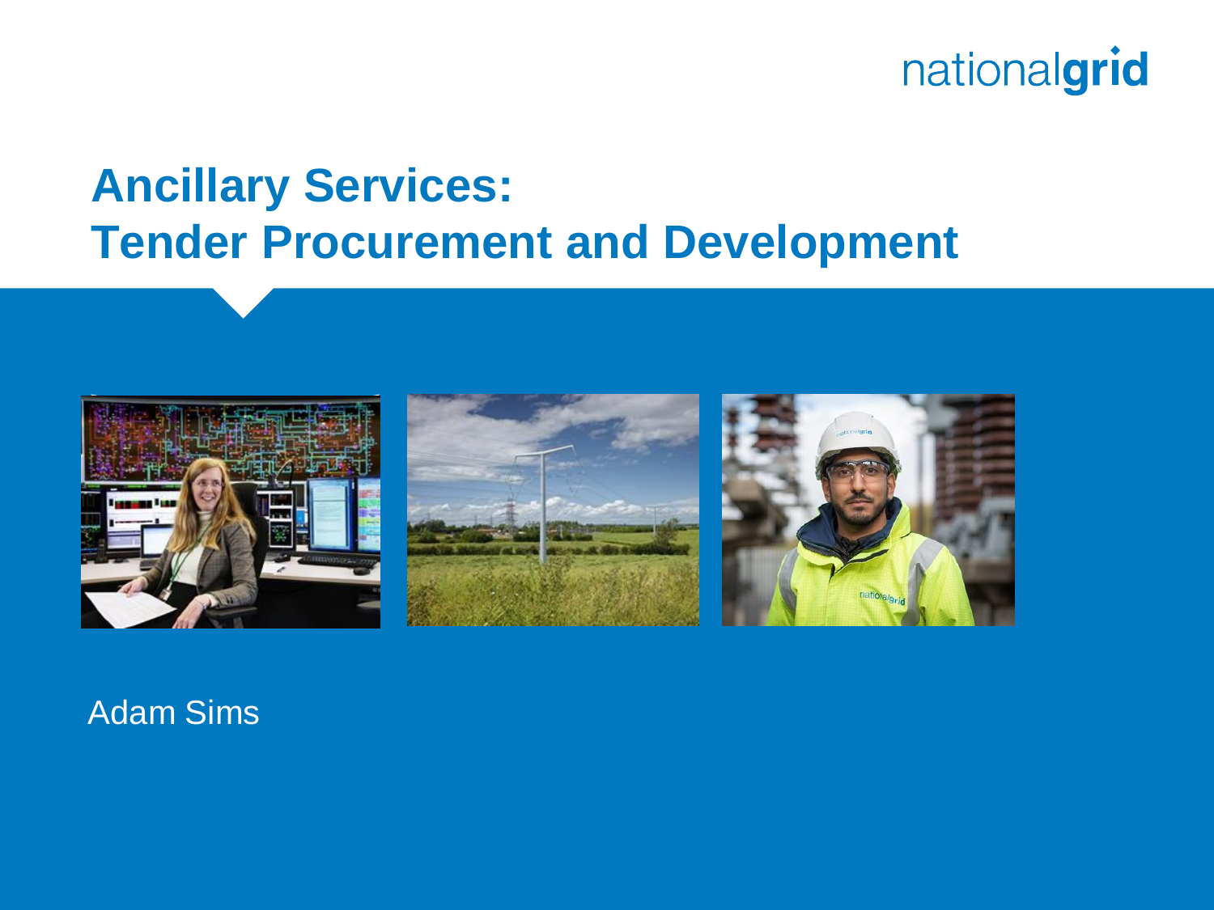# Ancillary Services: Tender Procurement and Development

Adam Sims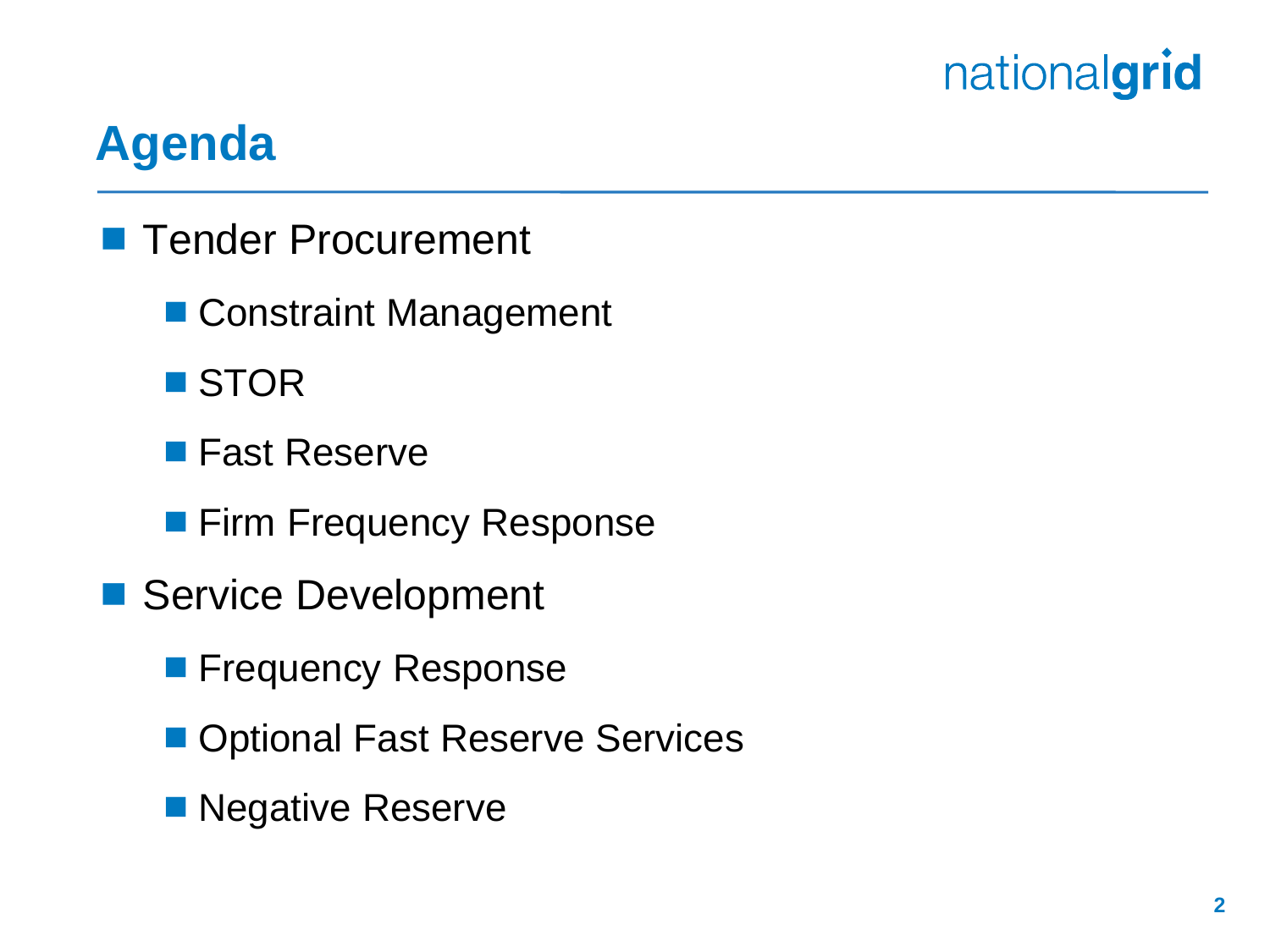# Agenda

- Tender Procurement
  - Constraint Management
  - STOR
  - Fast Reserve
  - Firm Frequency Response
- Service Development
  - Frequency Response
  - Optional Fast Reserve Services
  - Negative Reserve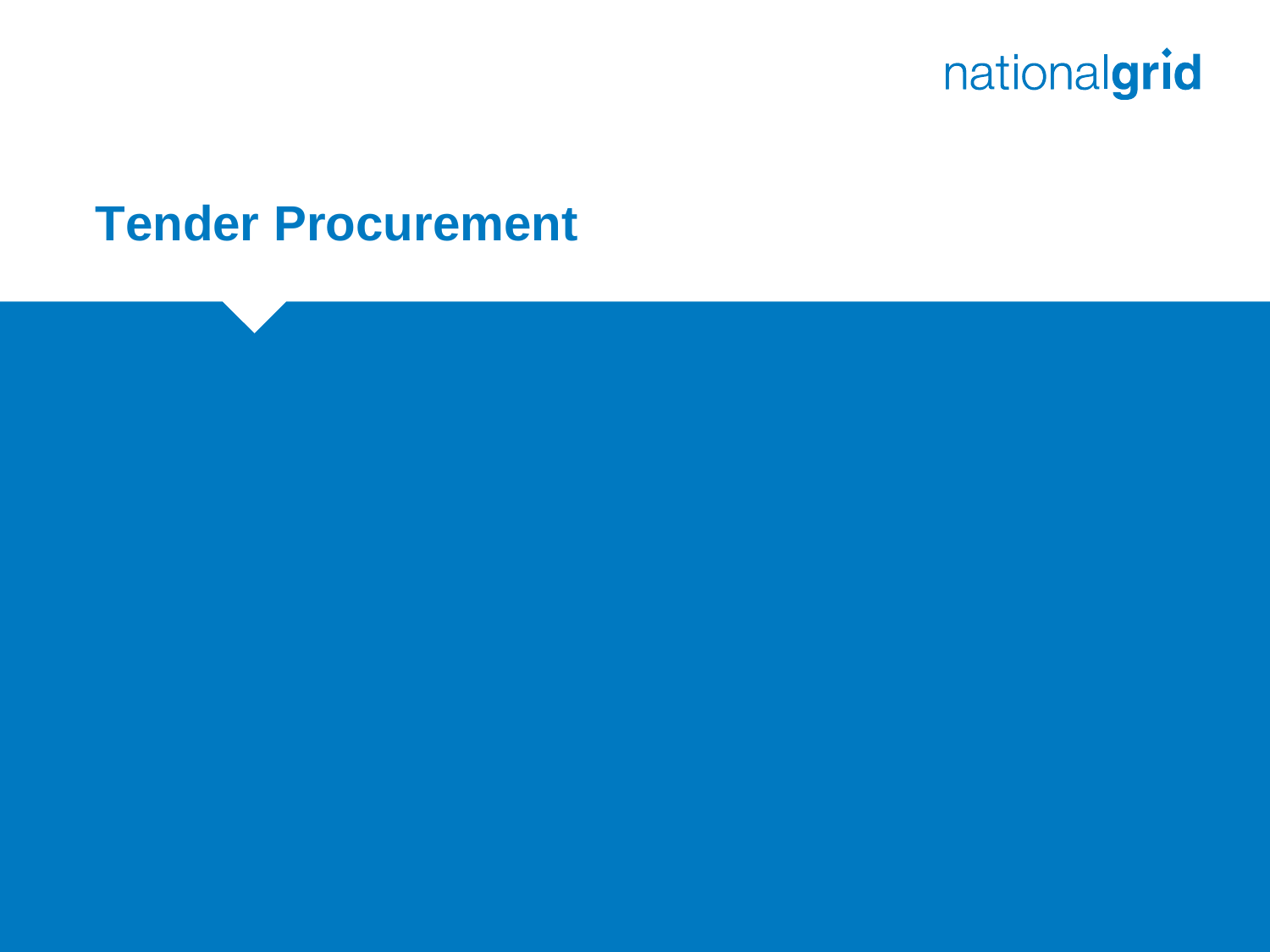# Tender Procurement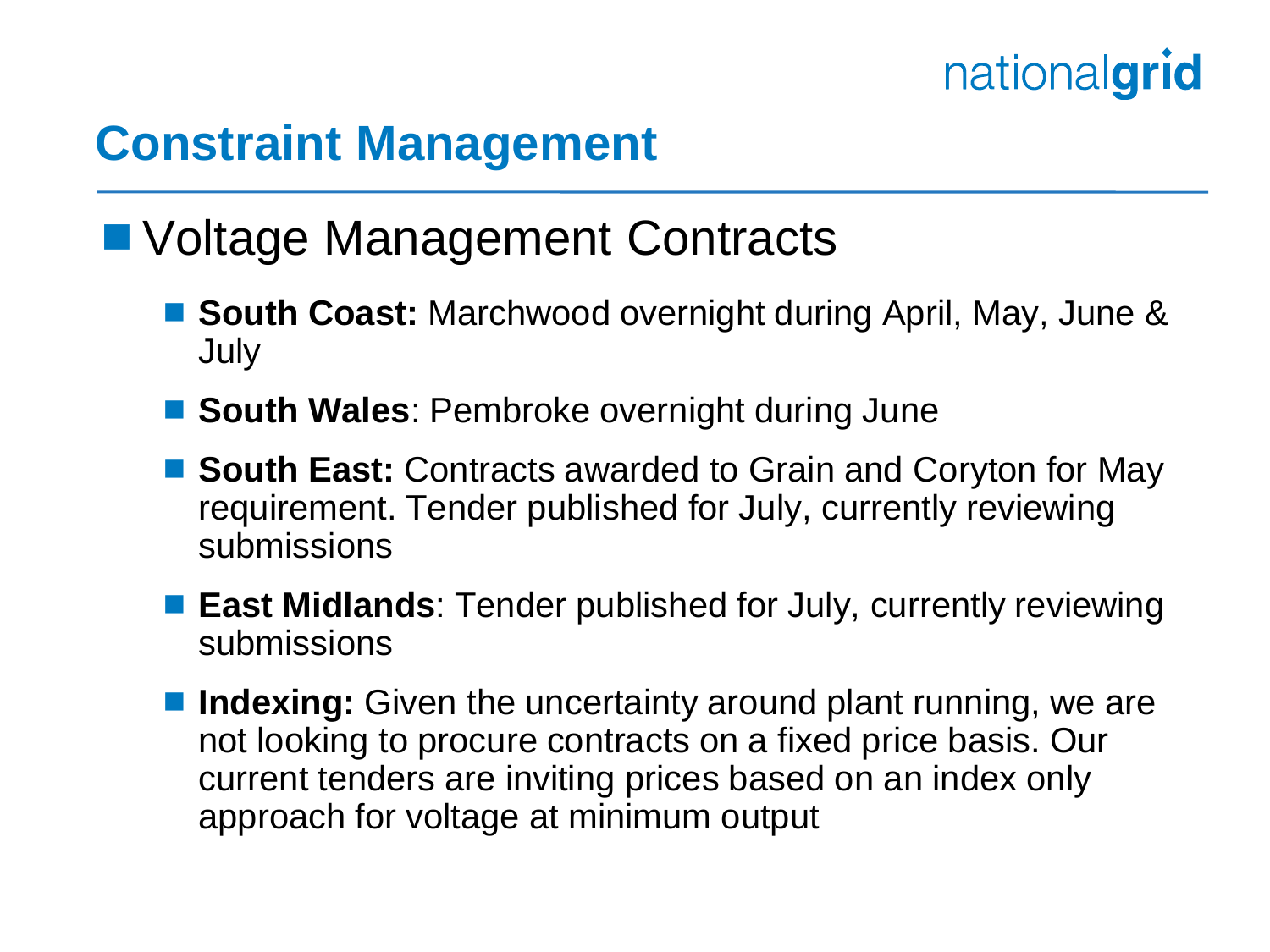# Constraint Management

- Voltage Management Contracts
  - **South Coast:** Marchwood overnight during April, May, June & July
  - **South Wales**: Pembroke overnight during June
  - **South East:** Contracts awarded to Grain and Coryton for May requirement. Tender published for July, currently reviewing submissions
  - **East Midlands**: Tender published for July, currently reviewing submissions
  - **Indexing:** Given the uncertainty around plant running, we are not looking to procure contracts on a fixed price basis. Our current tenders are inviting prices based on an index only approach for voltage at minimum output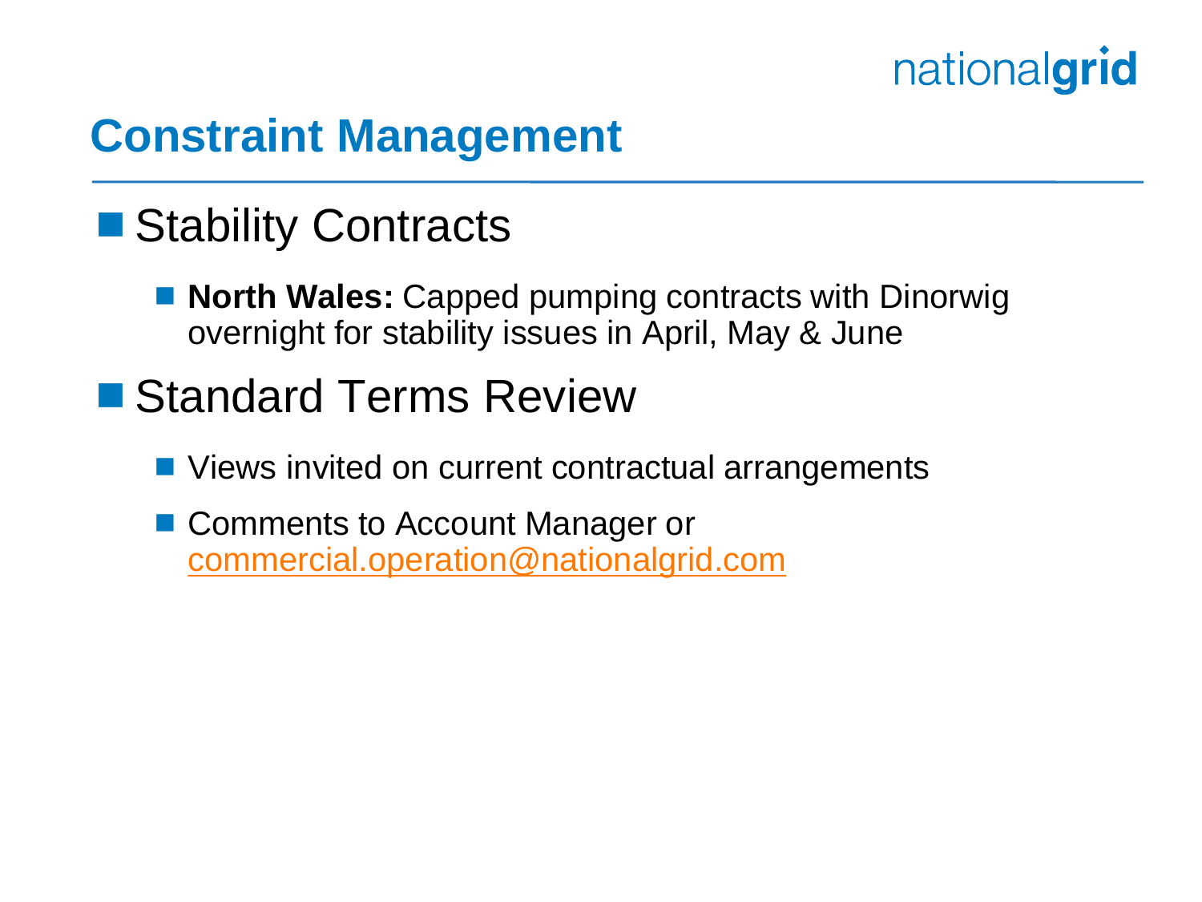# Constraint Management

- Stability Contracts
  - **North Wales:** Capped pumping contracts with Dinorwig overnight for stability issues in April, May & June
- Standard Terms Review
  - Views invited on current contractual arrangements
  - Comments to Account Manager or commercial.operation@nationalgrid.com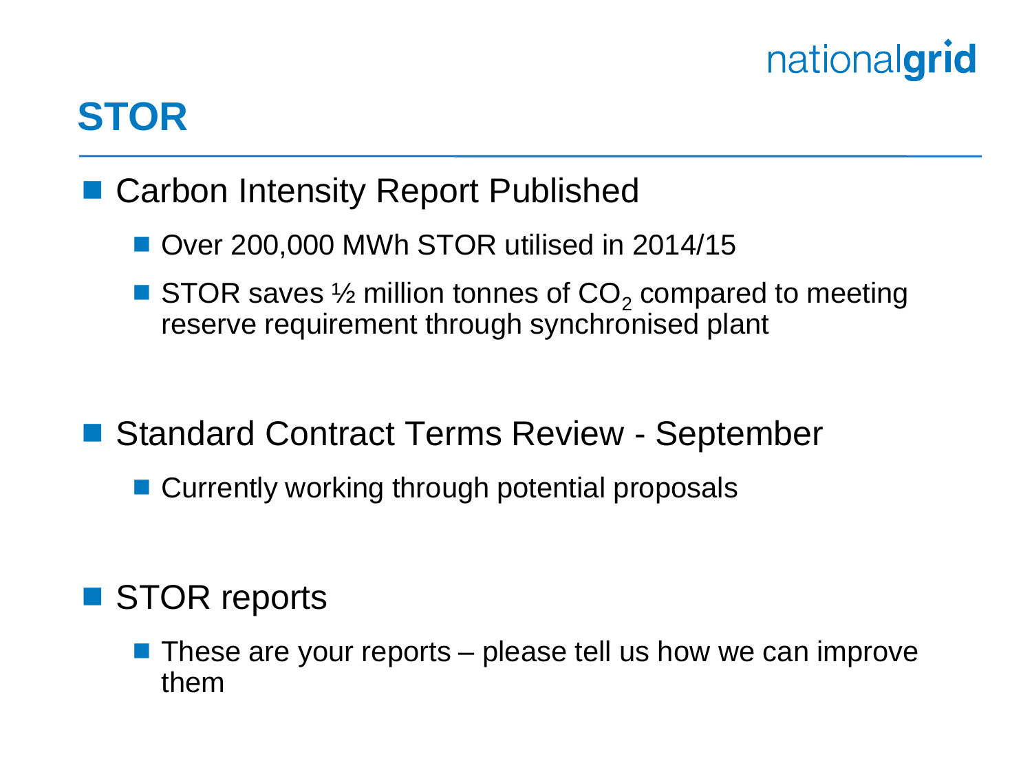# STOR

- Carbon Intensity Report Published
  - Over 200,000 MWh STOR utilised in 2014/15
  - STOR saves ½ million tonnes of $CO_2$ compared to meeting reserve requirement through synchronised plant

- Standard Contract Terms Review - September
  - Currently working through potential proposals

- STOR reports
  - These are your reports – please tell us how we can improve them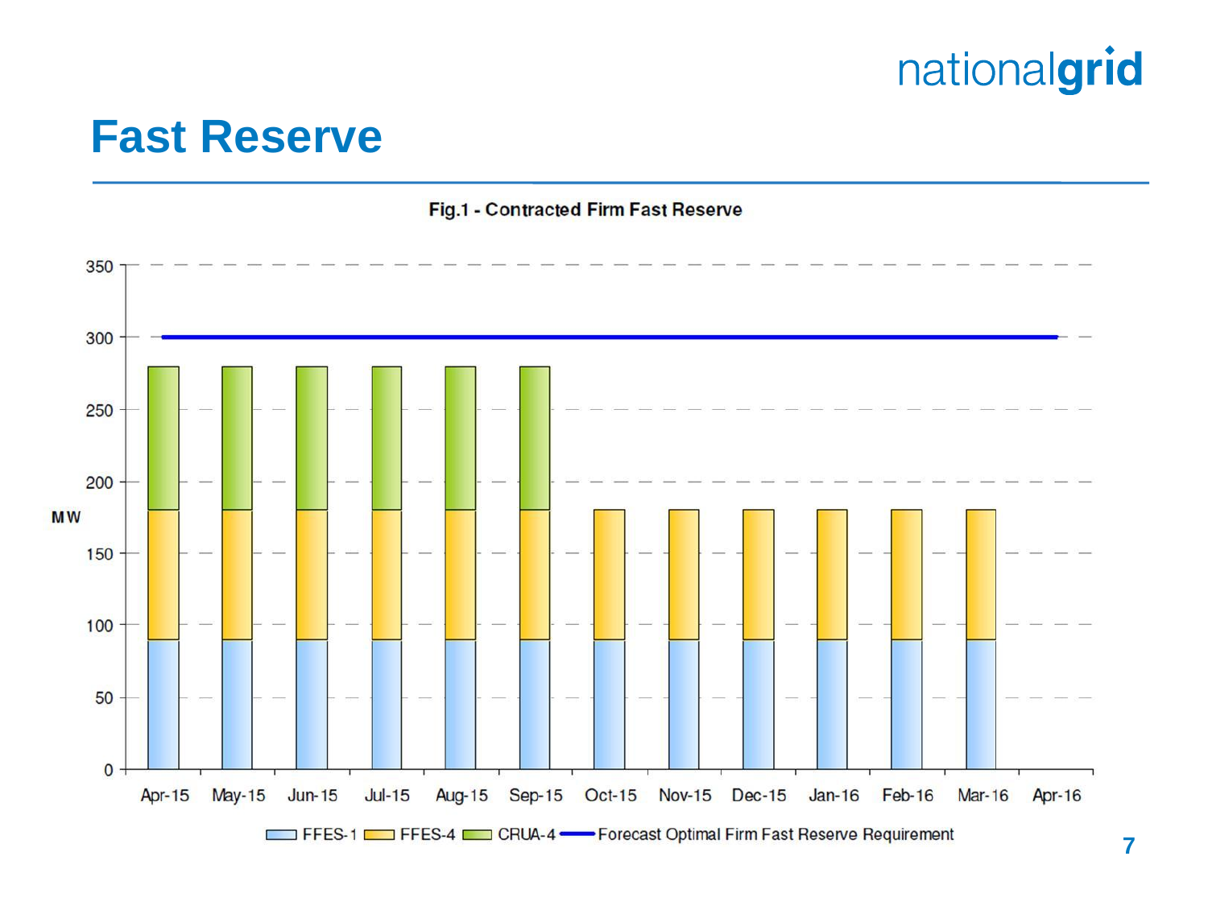# Fast Reserve

**Fig.1 - Contracted Firm Fast Reserve**

| Month | FFES-1 (MW) | FFES-4 (MW) | CRUA-4 (MW) |
|---|---|---|---|
| Apr-15 | 90 | 90 | 100 |
| May-15 | 90 | 90 | 100 |
| Jun-15 | 90 | 90 | 100 |
| Jul-15 | 90 | 90 | 100 |
| Aug-15 | 90 | 90 | 100 |
| Sep-15 | 90 | 90 | 100 |
| Oct-15 | 90 | 90 | |
| Nov-15 | 90 | 90 | |
| Dec-15 | 90 | 90 | |
| Jan-16 | 90 | 90 | |
| Feb-16 | 90 | 90 | |
| Mar-16 | 90 | 90 | |
| Apr-16 | | | |

Forecast Optimal Firm Fast Reserve Requirement: 300 MW (Apr-15 to Apr-16)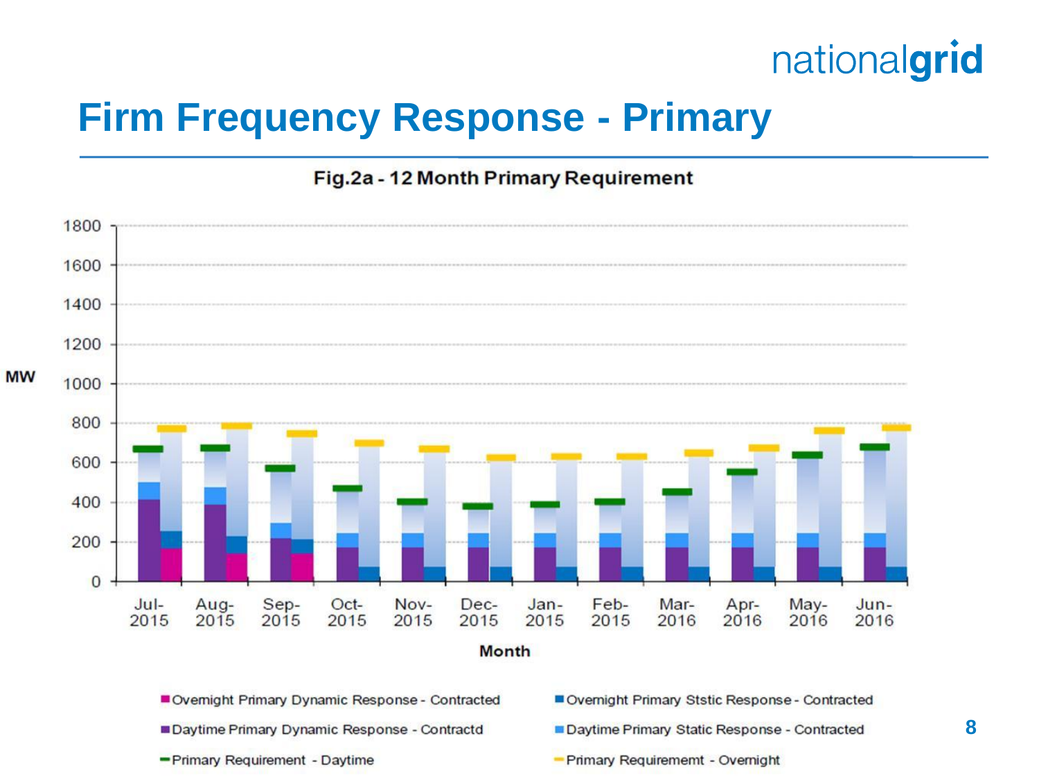# Firm Frequency Response - Primary

Fig.2a - 12 Month Primary Requirement

MW

| | | | | | | | | | | | | |
|---|---|---|---|---|---|---|---|---|---|---|---|---|
| Month | Jul-2015 | Aug-2015 | Sep-2015 | Oct-2015 | Nov-2015 | Dec-2015 | Jan-2015 | Feb-2015 | Mar-2016 | Apr-2016 | May-2016 | Jun-2016 |

Legend:

- Overnight Primary Dynamic Response - Contracted
- Overnight Primary Ststic Response - Contracted
- Daytime Primary Dynamic Response - Contractd
- Daytime Primary Static Response - Contracted
- Primary Requirement - Daytime
- Primary Requiremeмt - Overnight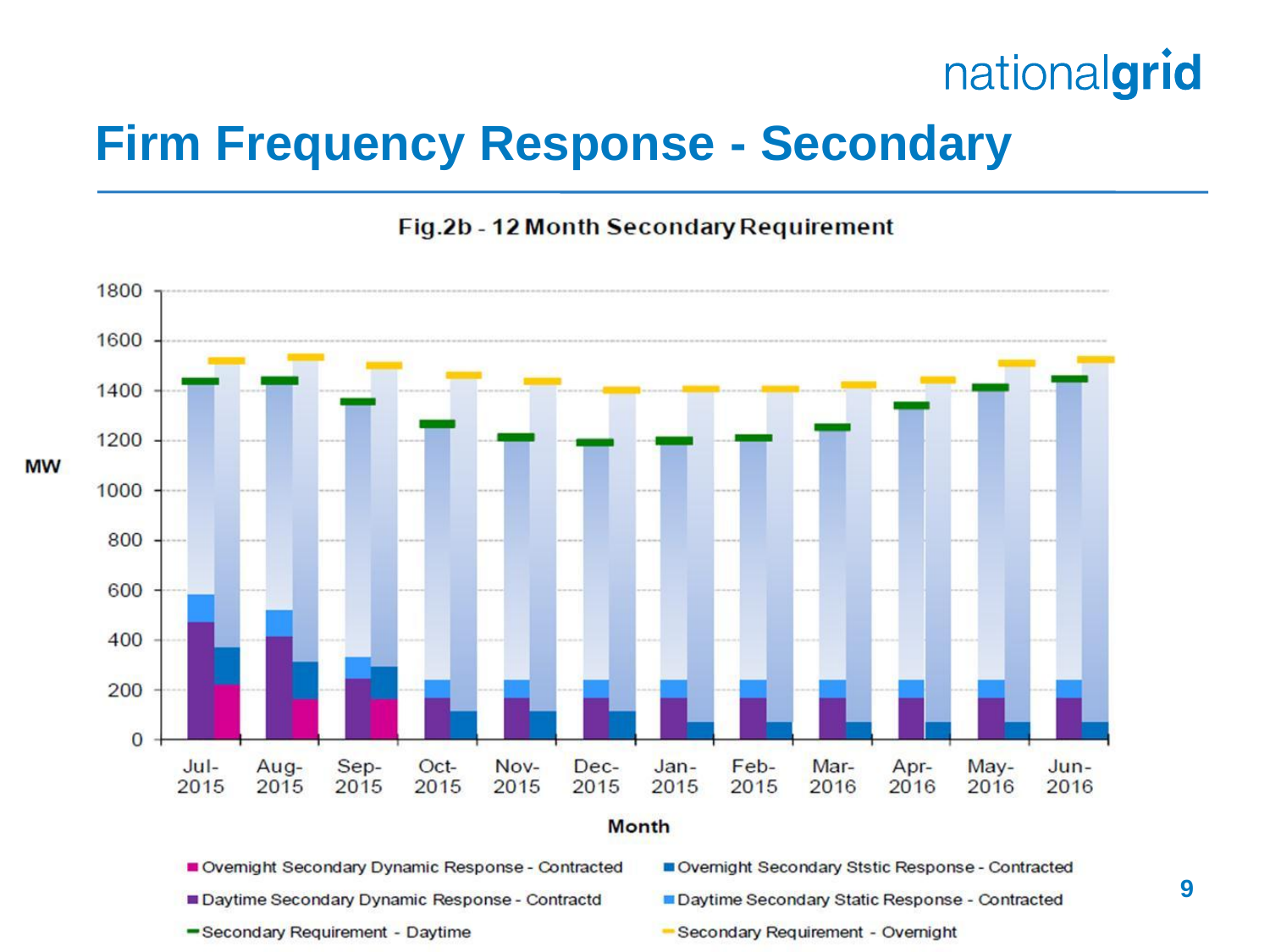# Firm Frequency Response - Secondary

**Fig.2b - 12 Month Secondary Requirement**

MW

Month

Jul-2015, Aug-2015, Sep-2015, Oct-2015, Nov-2015, Dec-2015, Jan-2015, Feb-2015, Mar-2016, Apr-2016, May-2016, Jun-2016

- Overnight Secondary Dynamic Response - Contracted
- Overnight Secondary Ststic Response - Contracted
- Daytime Secondary Dynamic Response - Contractd
- Daytime Secondary Static Response - Contracted
- Secondary Requirement - Daytime
- Secondary Requirement - Overnight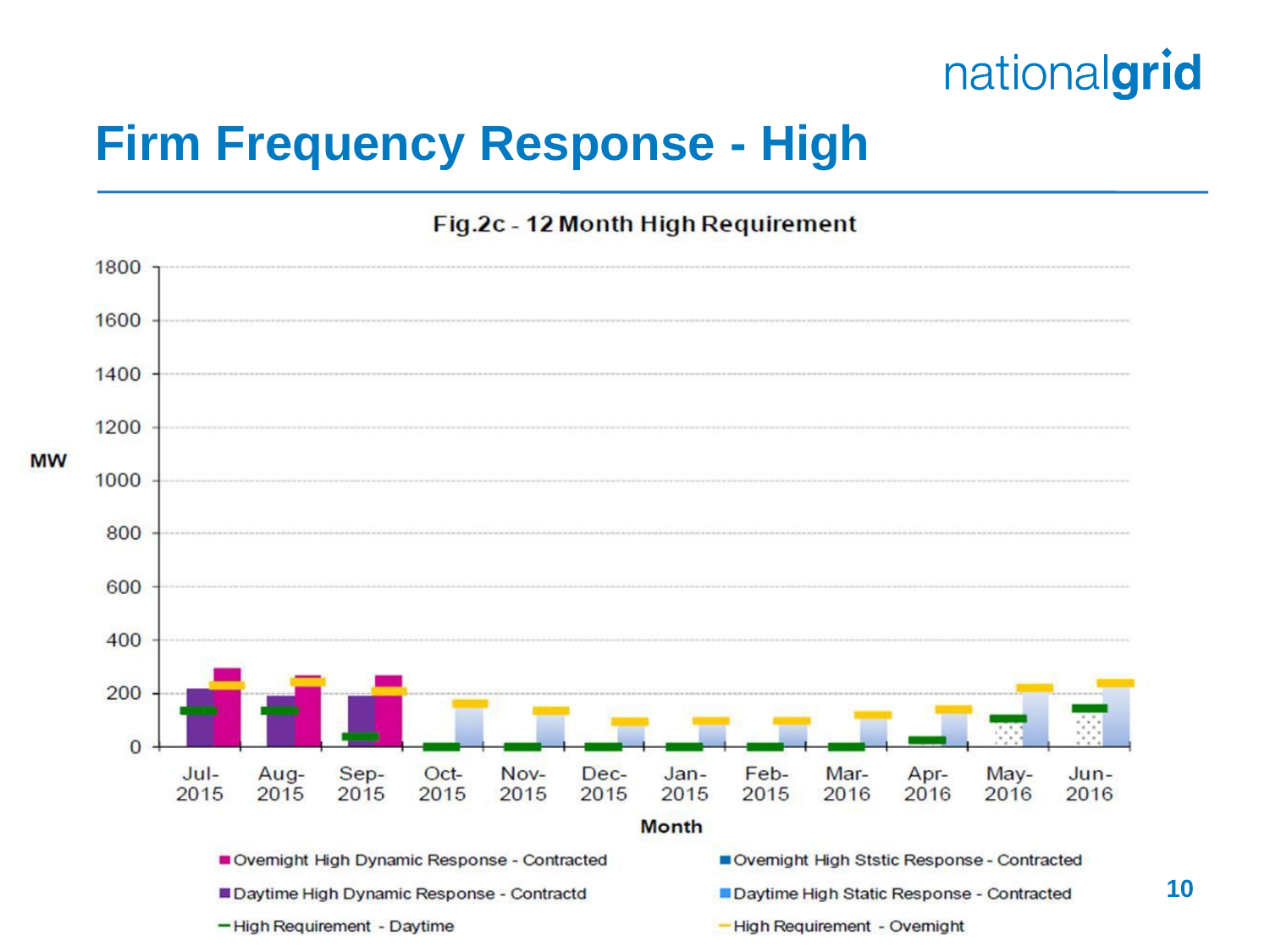# Firm Frequency Response - High

Fig.2c - 12 Month High Requirement

MW

1800
1600
1400
1200
1000
800
600
400
200
0

Jul-2015 Aug-2015 Sep-2015 Oct-2015 Nov-2015 Dec-2015 Jan-2015 Feb-2015 Mar-2016 Apr-2016 May-2016 Jun-2016

Month

- Overnight High Dynamic Response - Contracted
- Overnight High Ststic Response - Contracted
- Daytime High Dynamic Response - Contractd
- Daytime High Static Response - Contracted
- High Requirement - Daytime
- High Requirement - Overnight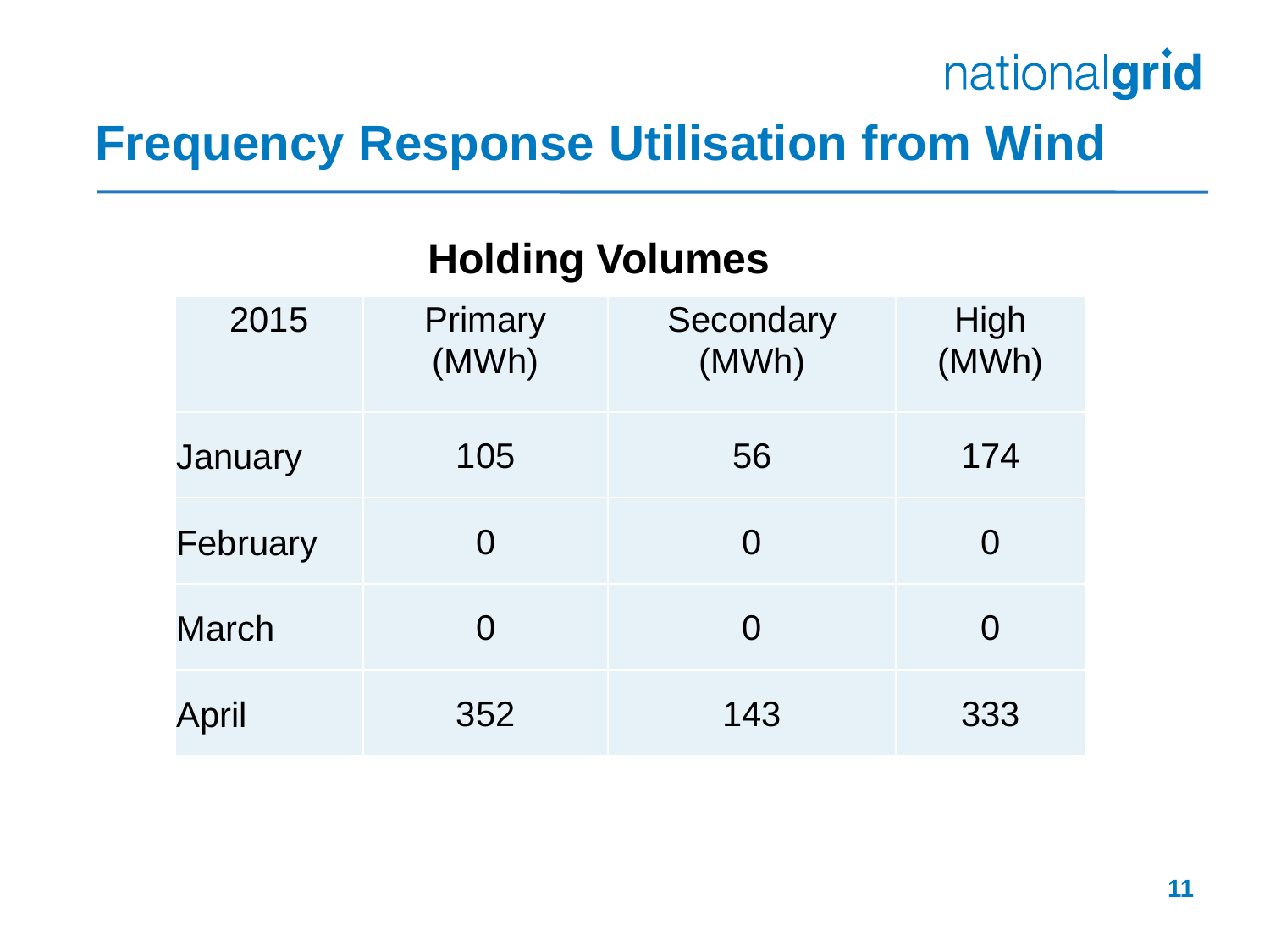# Frequency Response Utilisation from Wind

## Holding Volumes

| 2015 | Primary (MWh) | Secondary (MWh) | High (MWh) |
|---|---|---|---|
| January | 105 | 56 | 174 |
| February | 0 | 0 | 0 |
| March | 0 | 0 | 0 |
| April | 352 | 143 | 333 |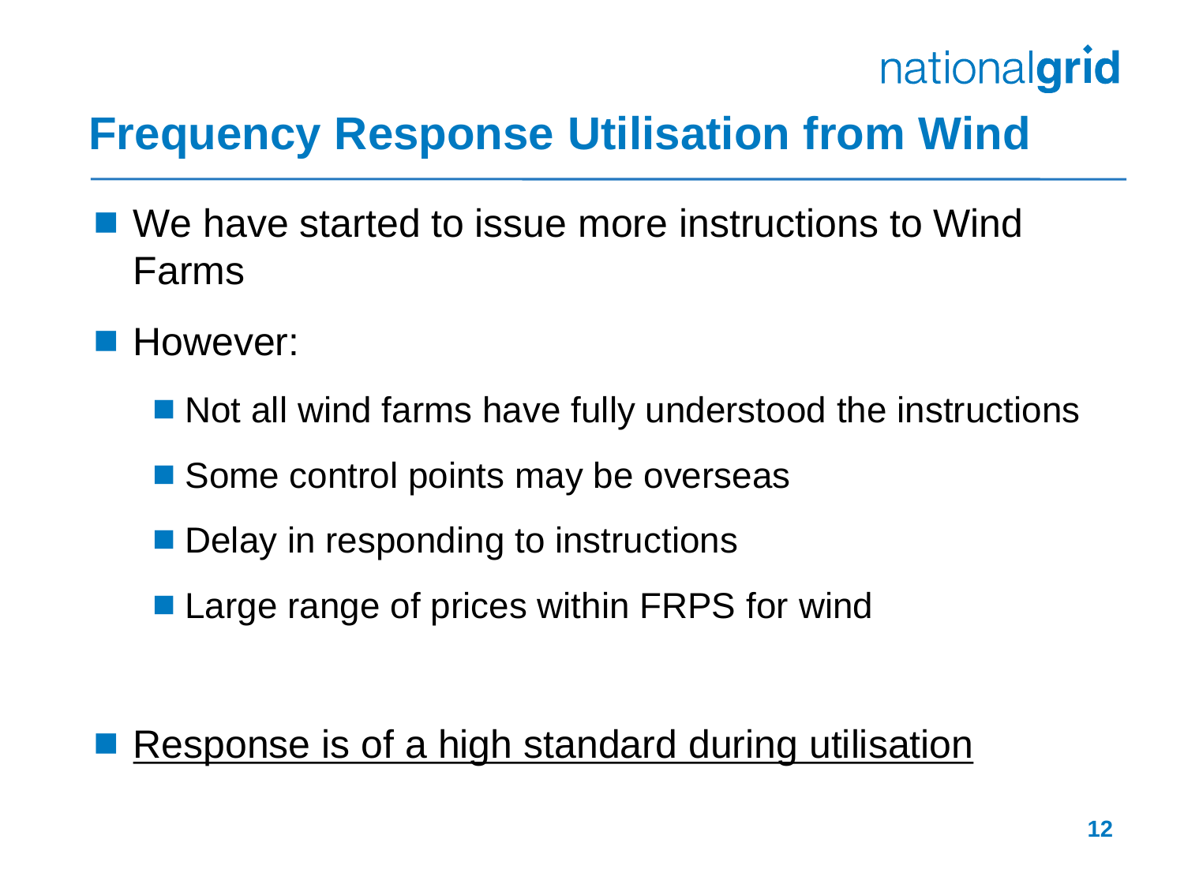# Frequency Response Utilisation from Wind

- We have started to issue more instructions to Wind Farms
- However:
  - Not all wind farms have fully understood the instructions
  - Some control points may be overseas
  - Delay in responding to instructions
  - Large range of prices within FRPS for wind

- <u>Response is of a high standard during utilisation</u>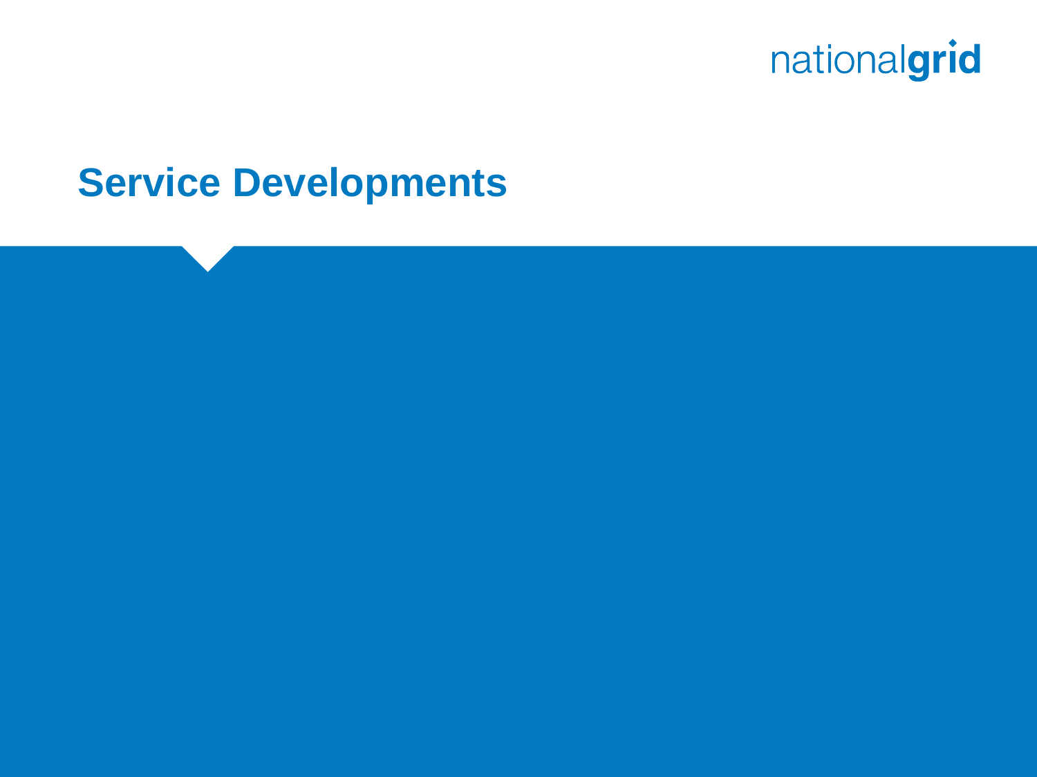# Service Developments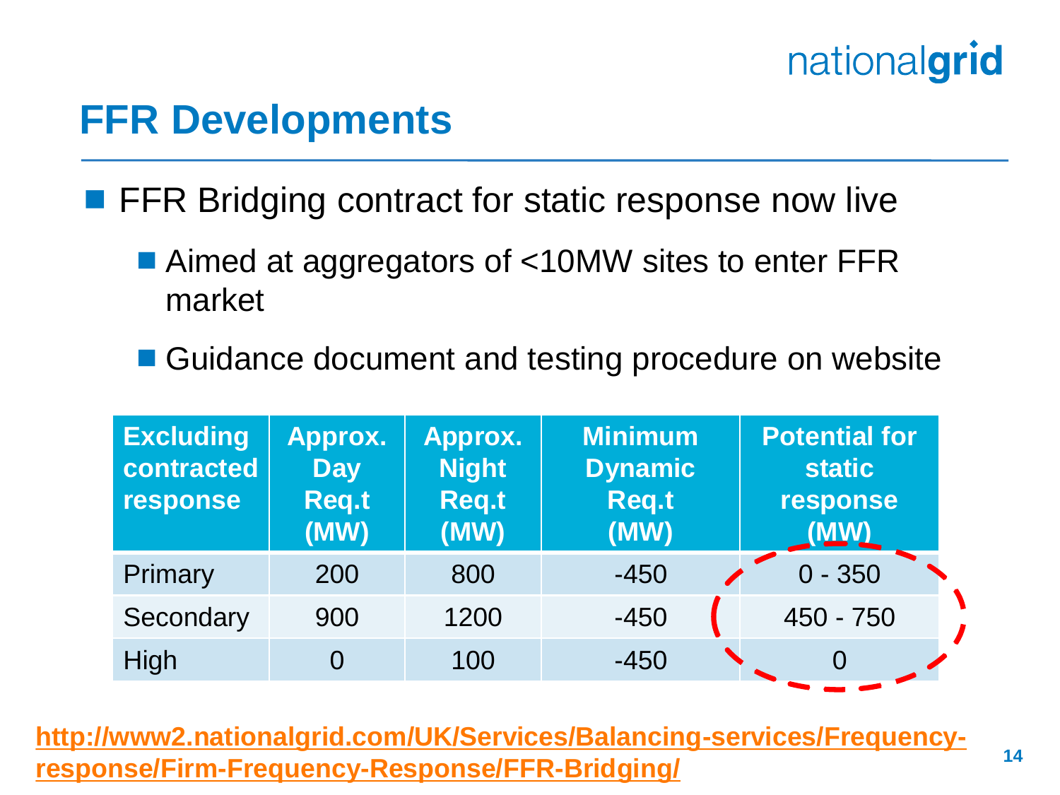## FFR Developments

- FFR Bridging contract for static response now live
  - Aimed at aggregators of <10MW sites to enter FFR market
  - Guidance document and testing procedure on website

| Excluding contracted response | Approx. Day Req.t (MW) | Approx. Night Req.t (MW) | Minimum Dynamic Req.t (MW) | Potential for static response (MW) |
|---|---|---|---|---|
| Primary | 200 | 800 | -450 | 0 - 350 |
| Secondary | 900 | 1200 | -450 | 450 - 750 |
| High | 0 | 100 | -450 | 0 |

[http://www2.nationalgrid.com/UK/Services/Balancing-services/Frequency-response/Firm-Frequency-Response/FFR-Bridging/](http://www2.nationalgrid.com/UK/Services/Balancing-services/Frequency-response/Firm-Frequency-Response/FFR-Bridging/)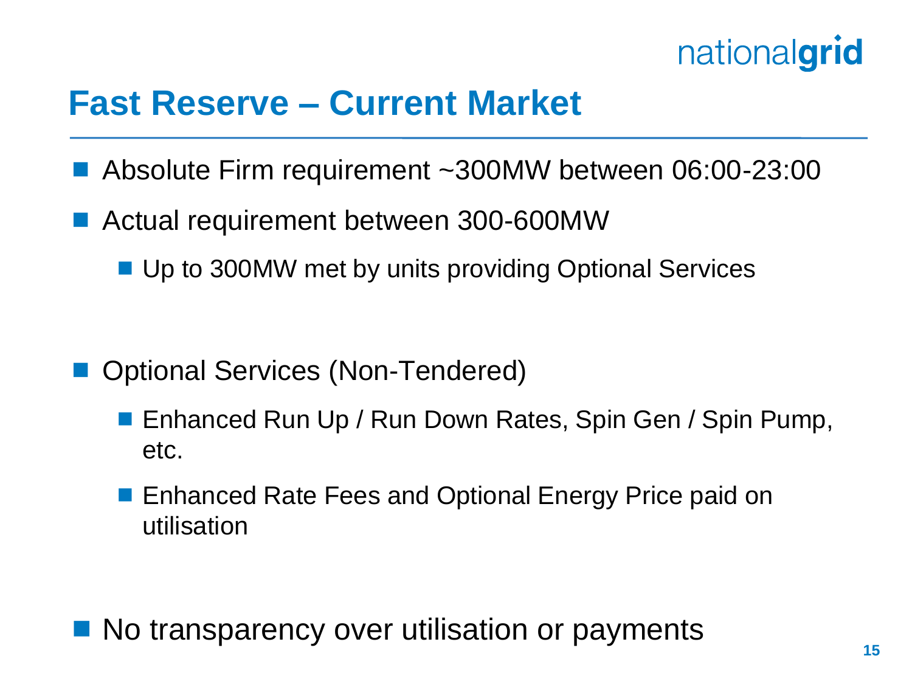# Fast Reserve – Current Market

- Absolute Firm requirement ~300MW between 06:00-23:00
- Actual requirement between 300-600MW
  - Up to 300MW met by units providing Optional Services

- Optional Services (Non-Tendered)
  - Enhanced Run Up / Run Down Rates, Spin Gen / Spin Pump, etc.
  - Enhanced Rate Fees and Optional Energy Price paid on utilisation

- No transparency over utilisation or payments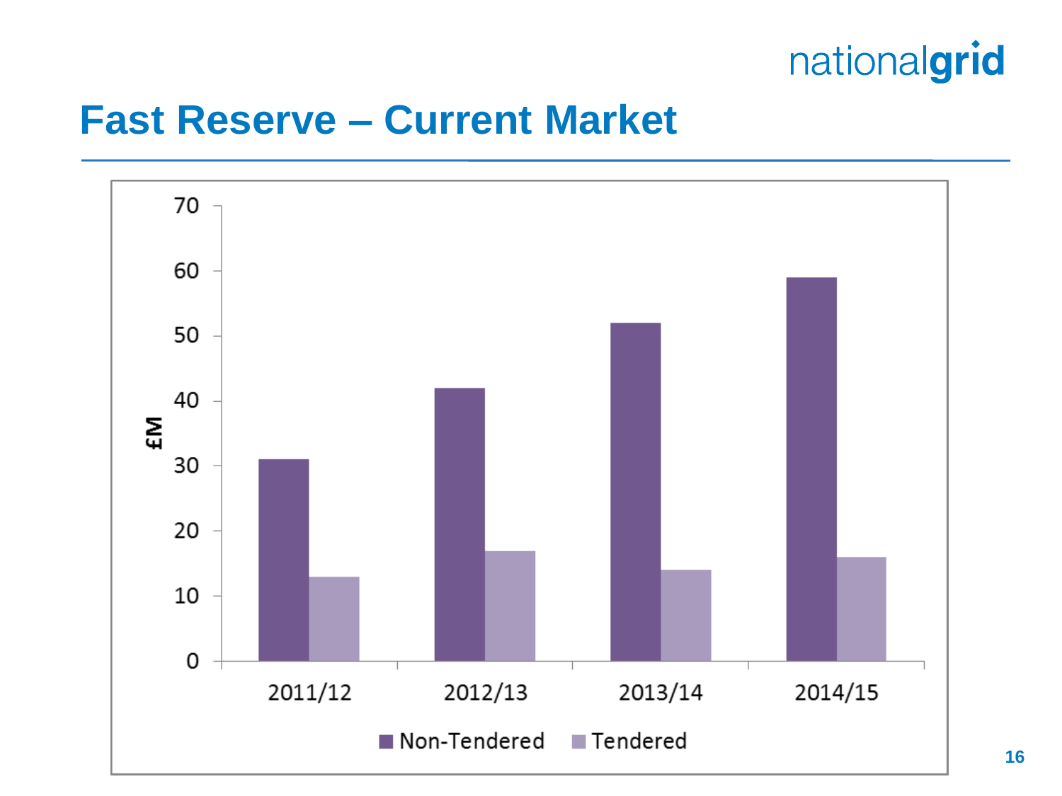# Fast Reserve – Current Market

| £M | Non-Tendered | Tendered |
|---|---|---|
| 2011/12 | 31 | 13 |
| 2012/13 | 42 | 17 |
| 2013/14 | 52 | 14 |
| 2014/15 | 59 | 16 |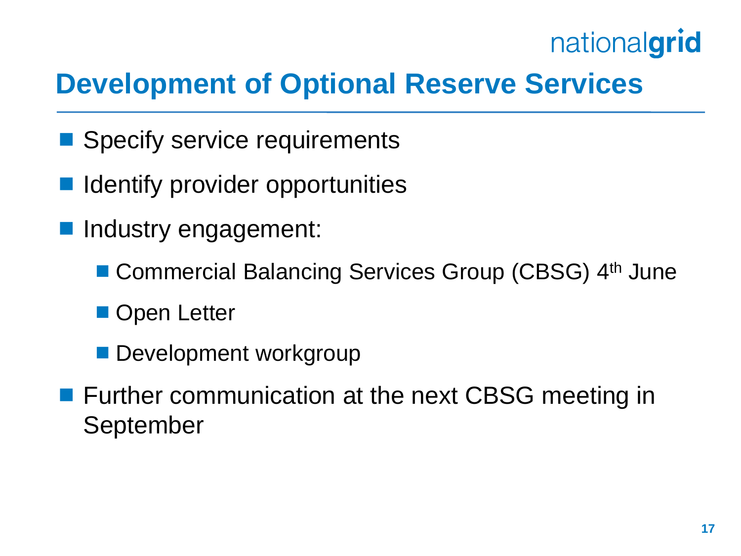# Development of Optional Reserve Services

- Specify service requirements
- Identify provider opportunities
- Industry engagement:
  - Commercial Balancing Services Group (CBSG) 4th June
  - Open Letter
  - Development workgroup
- Further communication at the next CBSG meeting in September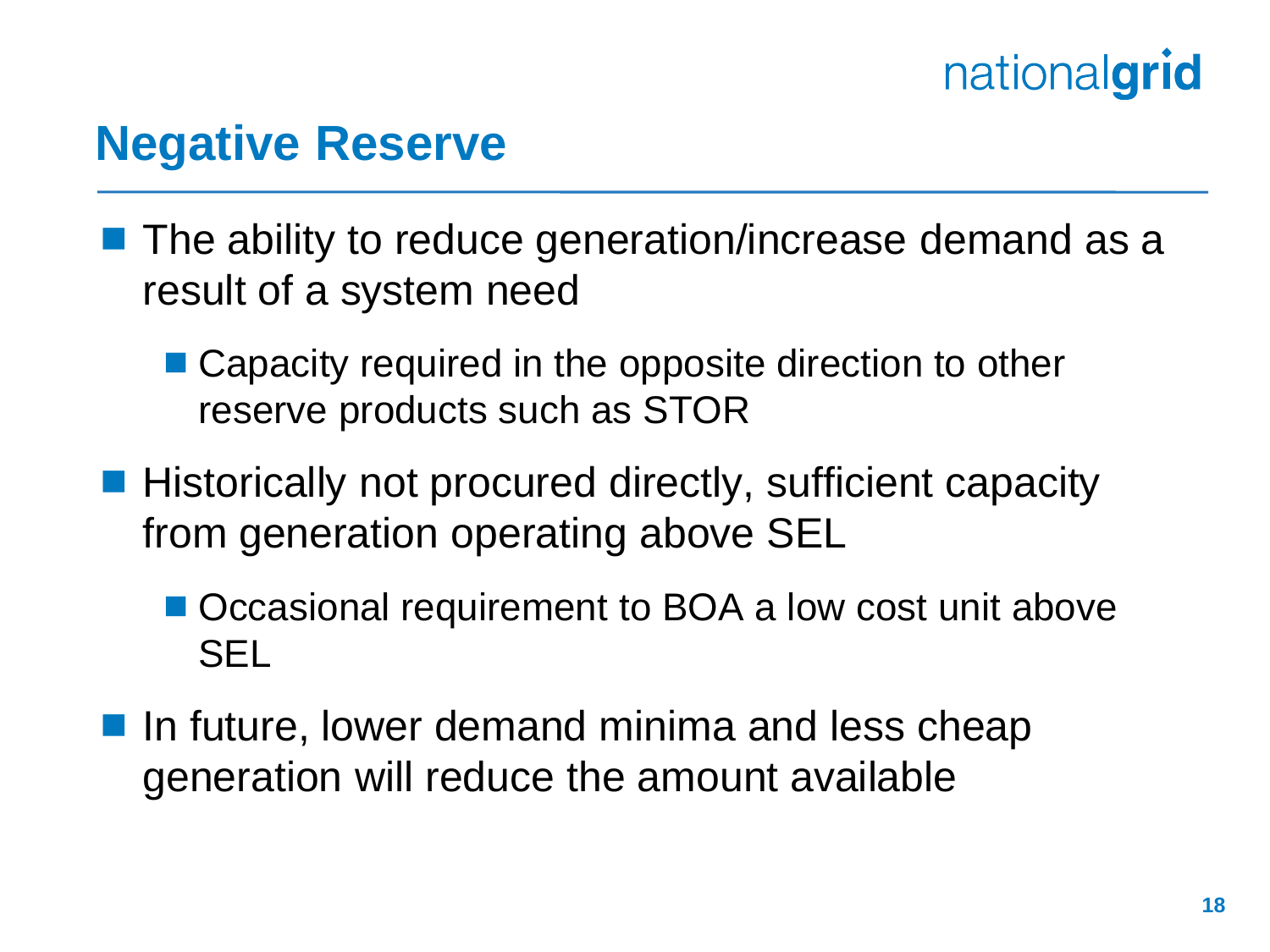## Negative Reserve

- The ability to reduce generation/increase demand as a result of a system need
  - Capacity required in the opposite direction to other reserve products such as STOR
- Historically not procured directly, sufficient capacity from generation operating above SEL
  - Occasional requirement to BOA a low cost unit above SEL
- In future, lower demand minima and less cheap generation will reduce the amount available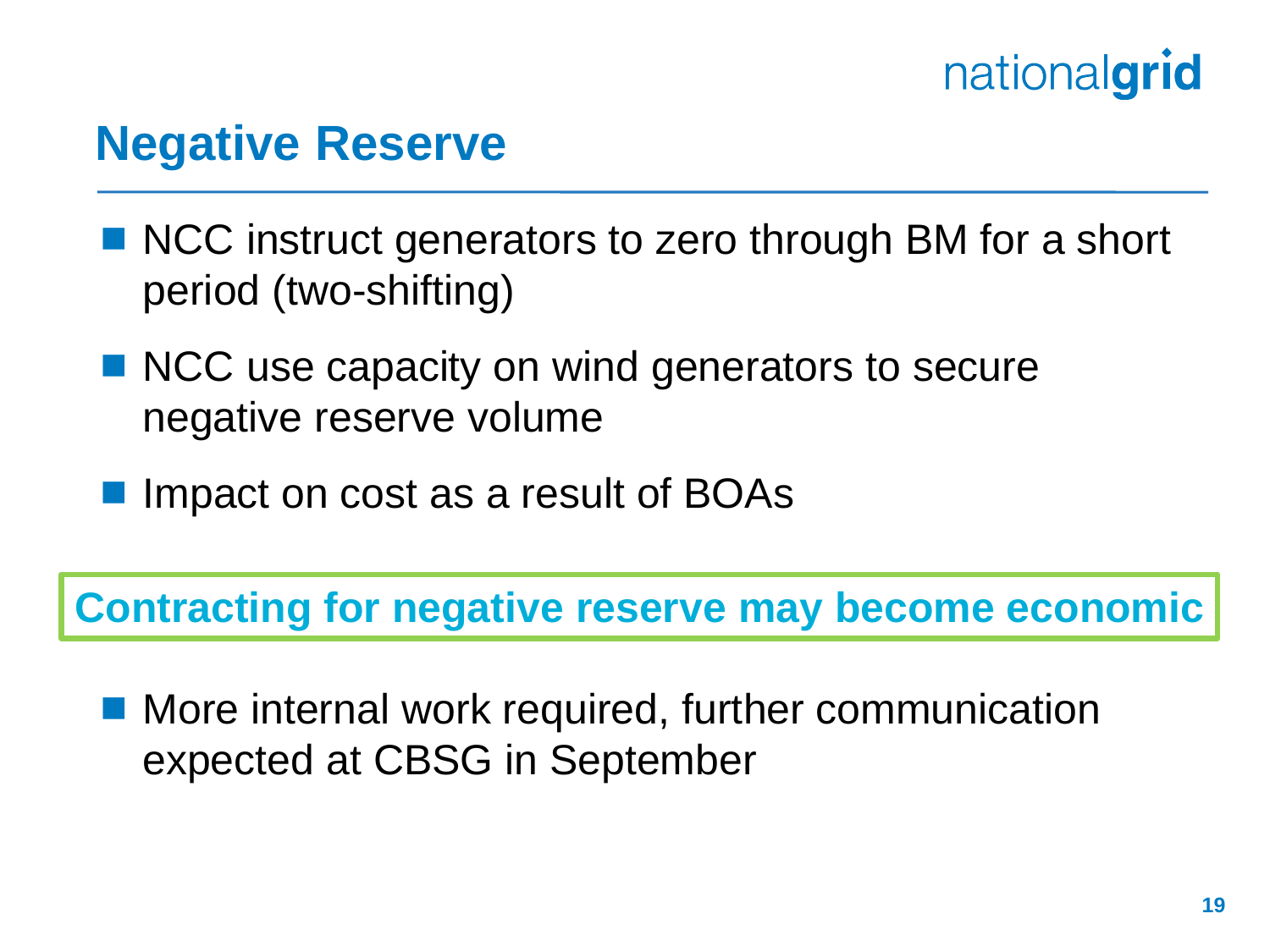## Negative Reserve

- NCC instruct generators to zero through BM for a short period (two-shifting)
- NCC use capacity on wind generators to secure negative reserve volume
- Impact on cost as a result of BOAs

**Contracting for negative reserve may become economic**

- More internal work required, further communication expected at CBSG in September